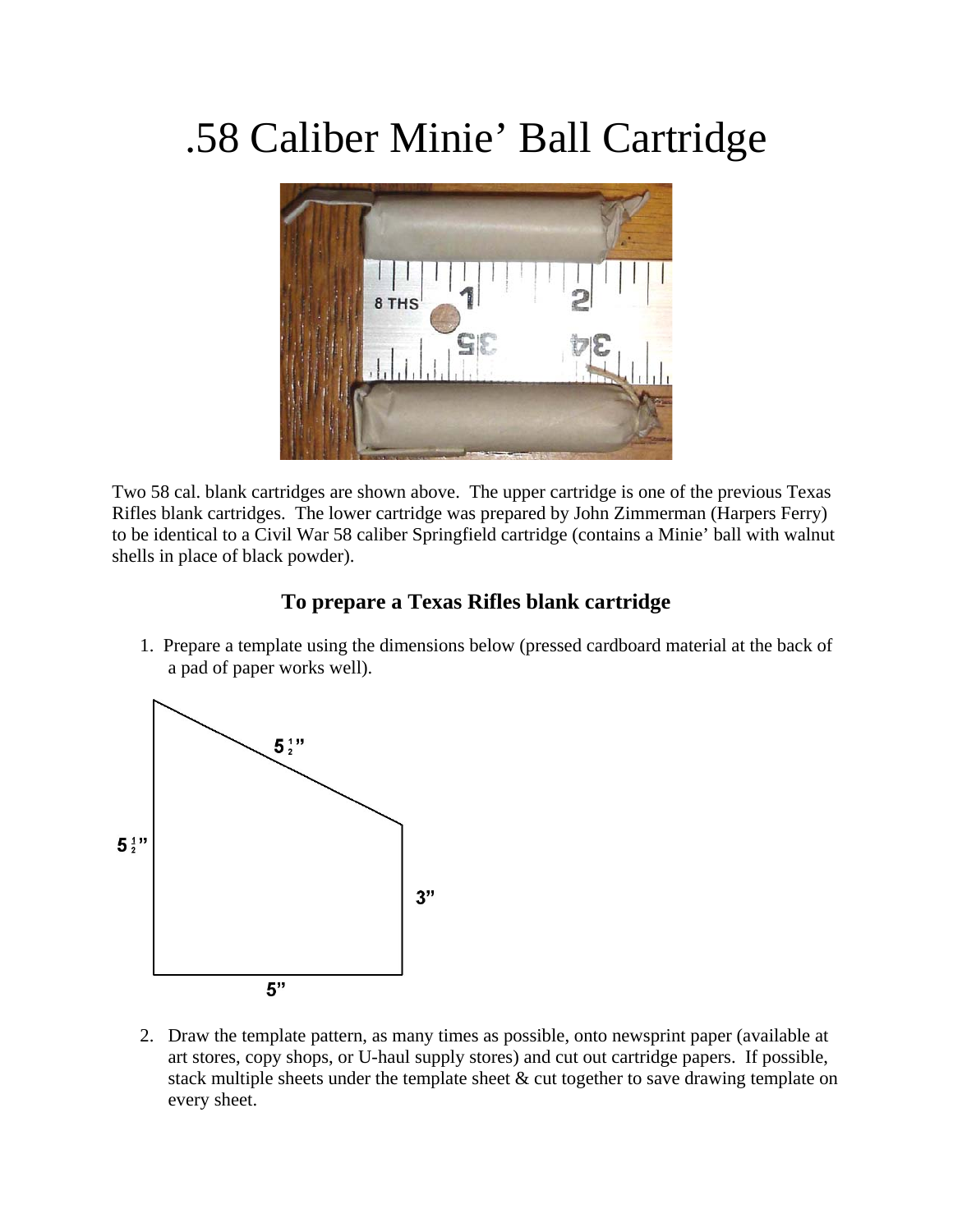# .58 Caliber Minie' Ball Cartridge

Two 58 cal. blank cartridges are shown above. The upper cartridge is one of the previous Texas Rifles blank cartridges. The lower cartridge was prepared by John Zimmerman (Harpers Ferry) to be identical to a Civil War 58 caliber Springfield cartridge (contains a Minie' ball with walnut shells in place of black powder).

### To prepare a Texas Rifles blank cartridge

1. Prepare a template using the dimensions below (pressed cardboard material at the back of a pad of paper works well).

5 ½"

5 ½"

3"

5"

2. Draw the template pattern, as many times as possible, onto newsprint paper (available at art stores, copy shops, or U-haul supply stores) and cut out cartridge papers. If possible, stack multiple sheets under the template sheet & cut together to save drawing template on every sheet.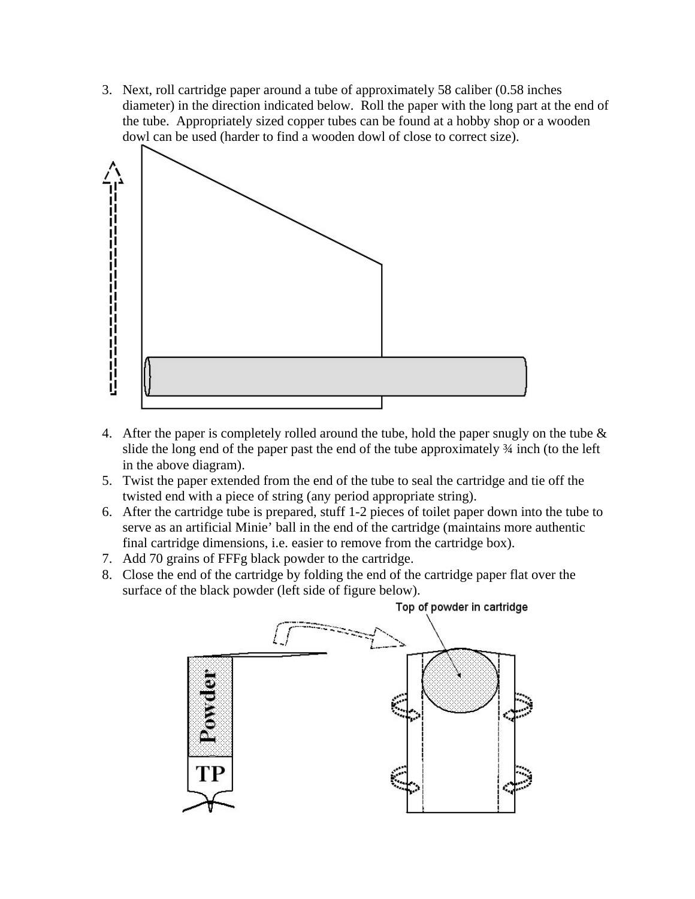3. Next, roll cartridge paper around a tube of approximately 58 caliber (0.58 inches diameter) in the direction indicated below. Roll the paper with the long part at the end of the tube. Appropriately sized copper tubes can be found at a hobby shop or a wooden dowl can be used (harder to find a wooden dowl of close to correct size).

4. After the paper is completely rolled around the tube, hold the paper snugly on the tube & slide the long end of the paper past the end of the tube approximately ¾ inch (to the left in the above diagram).
5. Twist the paper extended from the end of the tube to seal the cartridge and tie off the twisted end with a piece of string (any period appropriate string).
6. After the cartridge tube is prepared, stuff 1-2 pieces of toilet paper down into the tube to serve as an artificial Minie' ball in the end of the cartridge (maintains more authentic final cartridge dimensions, i.e. easier to remove from the cartridge box).
7. Add 70 grains of FFFg black powder to the cartridge.
8. Close the end of the cartridge by folding the end of the cartridge paper flat over the surface of the black powder (left side of figure below).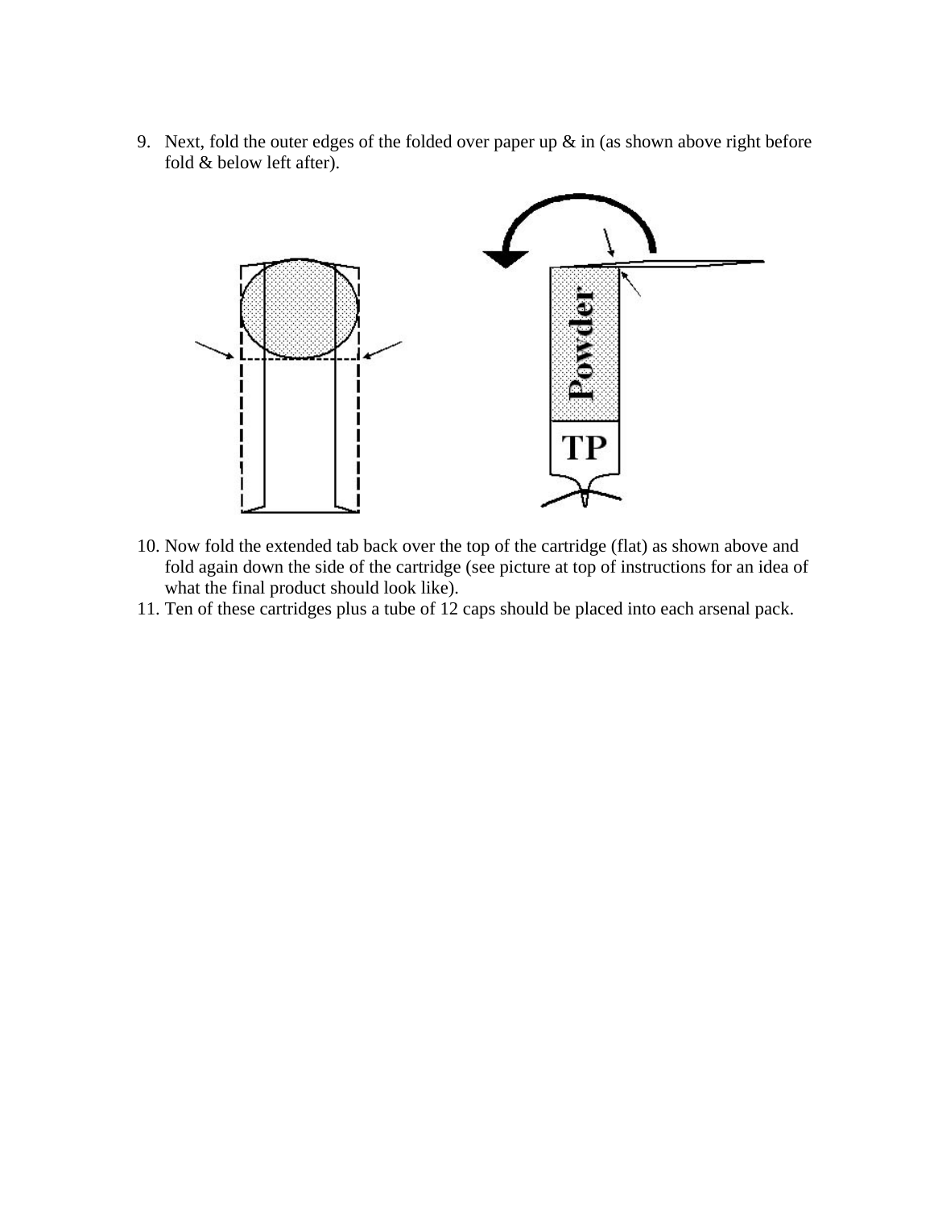9. Next, fold the outer edges of the folded over paper up & in (as shown above right before fold & below left after).

Powder

TP

10. Now fold the extended tab back over the top of the cartridge (flat) as shown above and fold again down the side of the cartridge (see picture at top of instructions for an idea of what the final product should look like).
11. Ten of these cartridges plus a tube of 12 caps should be placed into each arsenal pack.